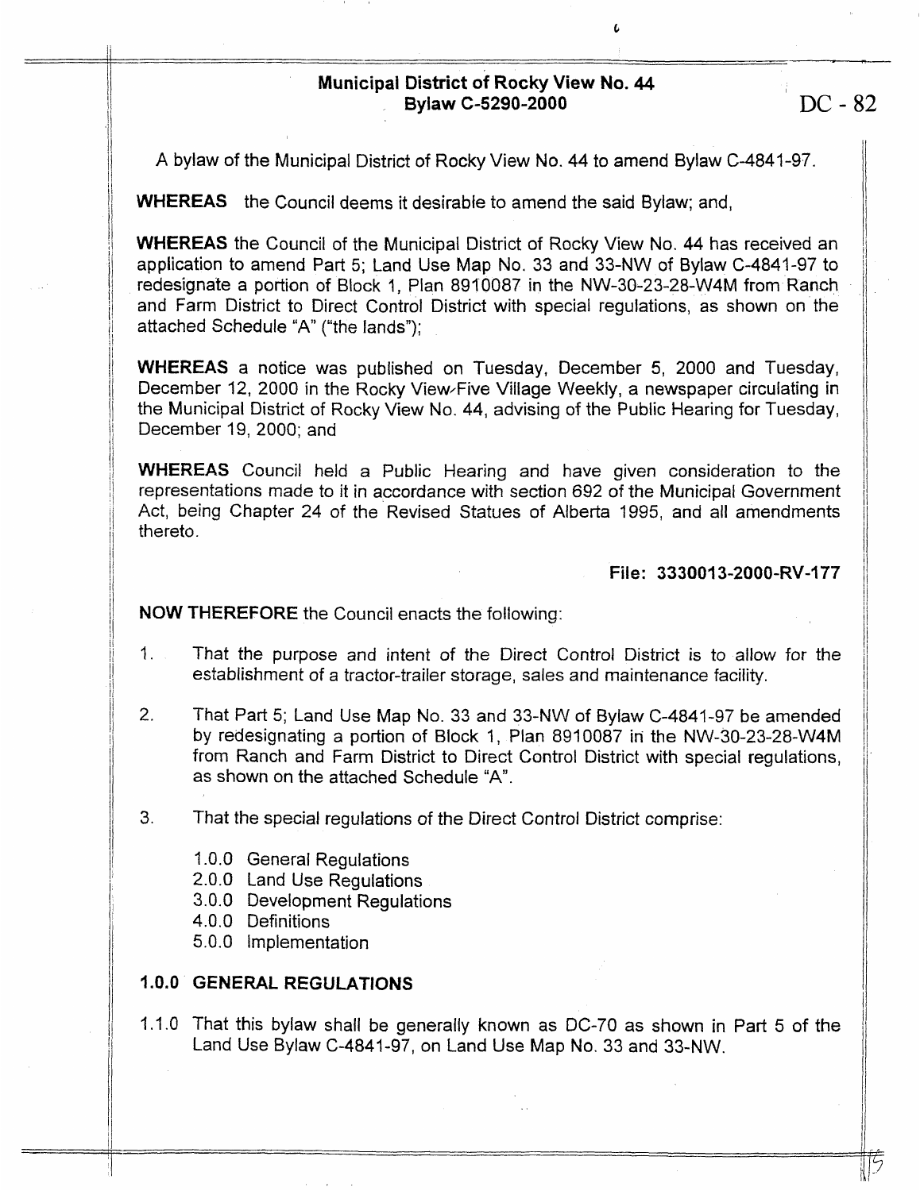# Municipal District of Rocky View No. 44
## Bylaw C-5290-2000

DC - 82

A bylaw of the Municipal District of Rocky View No. 44 to amend Bylaw C-4841-97.

**WHEREAS** the Council deems it desirable to amend the said Bylaw; and,

**WHEREAS** the Council of the Municipal District of Rocky View No. 44 has received an application to amend Part 5; Land Use Map No. 33 and 33-NW of Bylaw C-4841-97 to redesignate a portion of Block 1, Plan 8910087 in the NW-30-23-28-W4M from Ranch and Farm District to Direct Control District with special regulations, as shown on the attached Schedule "A" ("the lands");

**WHEREAS** a notice was published on Tuesday, December 5, 2000 and Tuesday, December 12, 2000 in the Rocky View-Five Village Weekly, a newspaper circulating in the Municipal District of Rocky View No. 44, advising of the Public Hearing for Tuesday, December 19, 2000; and

**WHEREAS** Council held a Public Hearing and have given consideration to the representations made to it in accordance with section 692 of the Municipal Government Act, being Chapter 24 of the Revised Statues of Alberta 1995, and all amendments thereto.

**File: 3330013-2000-RV-177**

**NOW THEREFORE** the Council enacts the following:

1. That the purpose and intent of the Direct Control District is to allow for the establishment of a tractor-trailer storage, sales and maintenance facility.

2. That Part 5; Land Use Map No. 33 and 33-NW of Bylaw C-4841-97 be amended by redesignating a portion of Block 1, Plan 8910087 in the NW-30-23-28-W4M from Ranch and Farm District to Direct Control District with special regulations, as shown on the attached Schedule "A".

3. That the special regulations of the Direct Control District comprise:

   1.0.0 General Regulations
   2.0.0 Land Use Regulations
   3.0.0 Development Regulations
   4.0.0 Definitions
   5.0.0 Implementation

## 1.0.0 GENERAL REGULATIONS

1.1.0 That this bylaw shall be generally known as DC-70 as shown in Part 5 of the Land Use Bylaw C-4841-97, on Land Use Map No. 33 and 33-NW.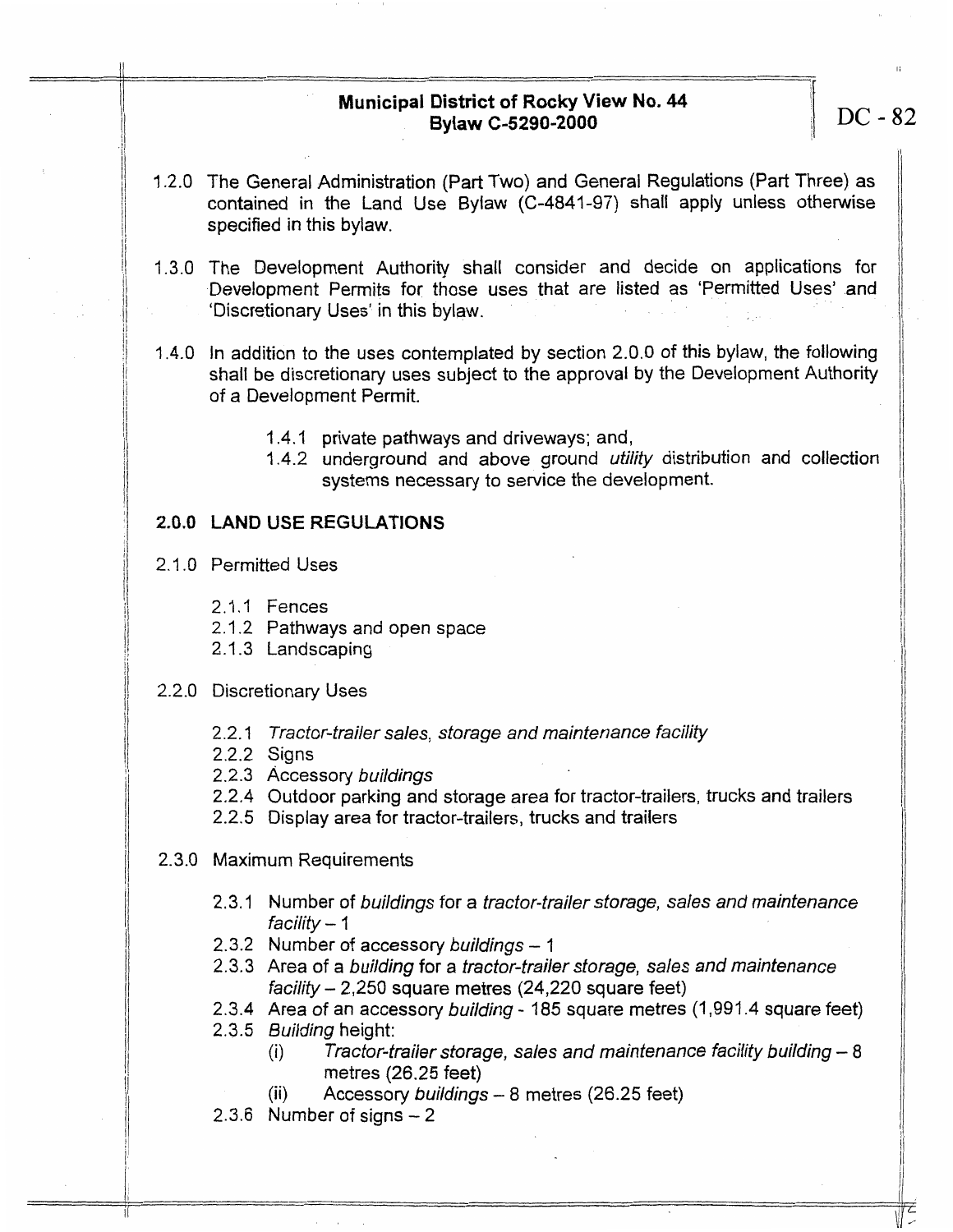1.2.0 The General Administration (Part Two) and General Regulations (Part Three) as contained in the Land Use Bylaw (C-4841-97) shall apply unless otherwise specified in this bylaw.

1.3.0 The Development Authority shall consider and decide on applications for Development Permits for those uses that are listed as 'Permitted Uses' and 'Discretionary Uses' in this bylaw.

1.4.0 In addition to the uses contemplated by section 2.0.0 of this bylaw, the following shall be discretionary uses subject to the approval by the Development Authority of a Development Permit.

- 1.4.1 private pathways and driveways; and,
- 1.4.2 underground and above ground *utility* distribution and collection systems necessary to service the development.

## 2.0.0 LAND USE REGULATIONS

2.1.0 Permitted Uses

- 2.1.1 Fences
- 2.1.2 Pathways and open space
- 2.1.3 Landscaping

2.2.0 Discretionary Uses

- 2.2.1 *Tractor-trailer sales, storage and maintenance facility*
- 2.2.2 Signs
- 2.2.3 Accessory *buildings*
- 2.2.4 Outdoor parking and storage area for tractor-trailers, trucks and trailers
- 2.2.5 Display area for tractor-trailers, trucks and trailers

2.3.0 Maximum Requirements

- 2.3.1 Number of *buildings* for a *tractor-trailer storage, sales and maintenance facility* – 1
- 2.3.2 Number of accessory *buildings* – 1
- 2.3.3 Area of a *building* for a *tractor-trailer storage, sales and maintenance facility* – 2,250 square metres (24,220 square feet)
- 2.3.4 Area of an accessory *building* - 185 square metres (1,991.4 square feet)
- 2.3.5 *Building* height:
  - (i) *Tractor-trailer storage, sales and maintenance facility building* – 8 metres (26.25 feet)
  - (ii) Accessory *buildings* – 8 metres (26.25 feet)
- 2.3.6 Number of signs – 2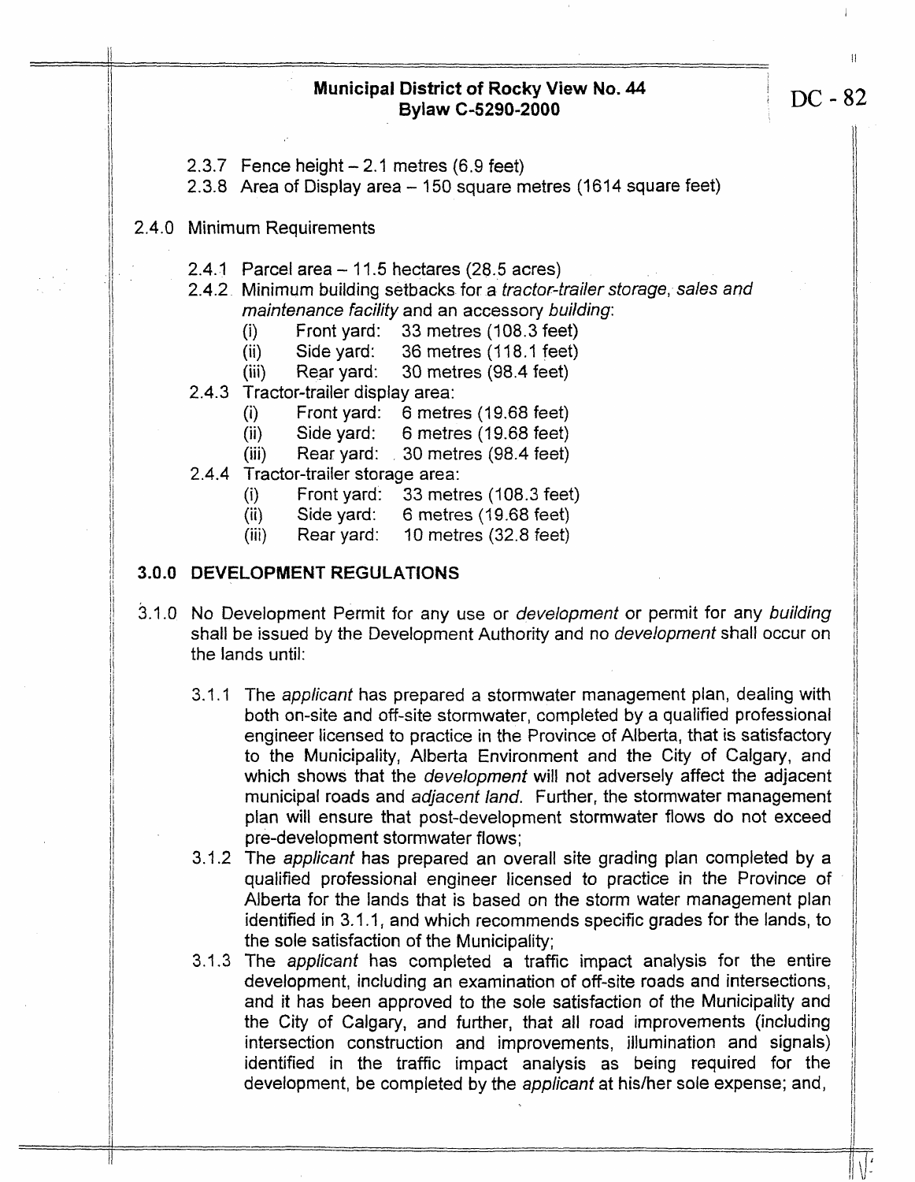2.3.7 Fence height – 2.1 metres (6.9 feet)
2.3.8 Area of Display area – 150 square metres (1614 square feet)

2.4.0 Minimum Requirements

2.4.1 Parcel area – 11.5 hectares (28.5 acres)
2.4.2 Minimum building setbacks for a *tractor-trailer storage, sales and maintenance facility* and an accessory *building*:
- (i) Front yard: 33 metres (108.3 feet)
- (ii) Side yard: 36 metres (118.1 feet)
- (iii) Rear yard: 30 metres (98.4 feet)

2.4.3 Tractor-trailer display area:
- (i) Front yard: 6 metres (19.68 feet)
- (ii) Side yard: 6 metres (19.68 feet)
- (iii) Rear yard: 30 metres (98.4 feet)

2.4.4 Tractor-trailer storage area:
- (i) Front yard: 33 metres (108.3 feet)
- (ii) Side yard: 6 metres (19.68 feet)
- (iii) Rear yard: 10 metres (32.8 feet)

## 3.0.0 DEVELOPMENT REGULATIONS

3.1.0 No Development Permit for any use or *development* or permit for any *building* shall be issued by the Development Authority and no *development* shall occur on the lands until:

3.1.1 The *applicant* has prepared a stormwater management plan, dealing with both on-site and off-site stormwater, completed by a qualified professional engineer licensed to practice in the Province of Alberta, that is satisfactory to the Municipality, Alberta Environment and the City of Calgary, and which shows that the *development* will not adversely affect the adjacent municipal roads and *adjacent land*. Further, the stormwater management plan will ensure that post-development stormwater flows do not exceed pre-development stormwater flows;

3.1.2 The *applicant* has prepared an overall site grading plan completed by a qualified professional engineer licensed to practice in the Province of Alberta for the lands that is based on the storm water management plan identified in 3.1.1, and which recommends specific grades for the lands, to the sole satisfaction of the Municipality;

3.1.3 The *applicant* has completed a traffic impact analysis for the entire development, including an examination of off-site roads and intersections, and it has been approved to the sole satisfaction of the Municipality and the City of Calgary, and further, that all road improvements (including intersection construction and improvements, illumination and signals) identified in the traffic impact analysis as being required for the development, be completed by the *applicant* at his/her sole expense; and,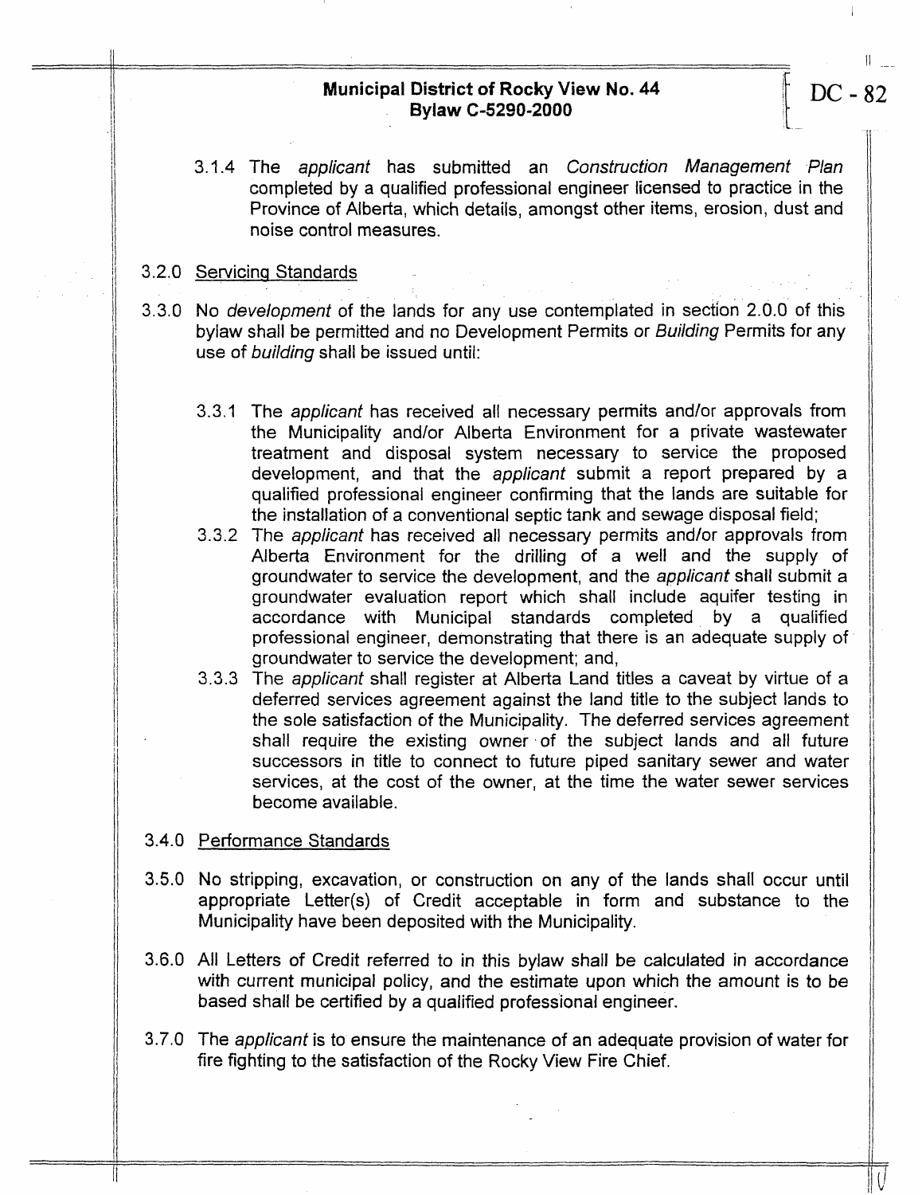3.1.4 The *applicant* has submitted an *Construction Management Plan* completed by a qualified professional engineer licensed to practice in the Province of Alberta, which details, amongst other items, erosion, dust and noise control measures.

3.2.0 Servicing Standards

3.3.0 No *development* of the lands for any use contemplated in section 2.0.0 of this bylaw shall be permitted and no Development Permits or *Building* Permits for any use of *building* shall be issued until:

3.3.1 The *applicant* has received all necessary permits and/or approvals from the Municipality and/or Alberta Environment for a private wastewater treatment and disposal system necessary to service the proposed development, and that the *applicant* submit a report prepared by a qualified professional engineer confirming that the lands are suitable for the installation of a conventional septic tank and sewage disposal field;

3.3.2 The *applicant* has received all necessary permits and/or approvals from Alberta Environment for the drilling of a well and the supply of groundwater to service the development, and the *applicant* shall submit a groundwater evaluation report which shall include aquifer testing in accordance with Municipal standards completed by a qualified professional engineer, demonstrating that there is an adequate supply of groundwater to service the development; and,

3.3.3 The *applicant* shall register at Alberta Land titles a caveat by virtue of a deferred services agreement against the land title to the subject lands to the sole satisfaction of the Municipality. The deferred services agreement shall require the existing owner of the subject lands and all future successors in title to connect to future piped sanitary sewer and water services, at the cost of the owner, at the time the water sewer services become available.

3.4.0 Performance Standards

3.5.0 No stripping, excavation, or construction on any of the lands shall occur until appropriate Letter(s) of Credit acceptable in form and substance to the Municipality have been deposited with the Municipality.

3.6.0 All Letters of Credit referred to in this bylaw shall be calculated in accordance with current municipal policy, and the estimate upon which the amount is to be based shall be certified by a qualified professional engineer.

3.7.0 The *applicant* is to ensure the maintenance of an adequate provision of water for fire fighting to the satisfaction of the Rocky View Fire Chief.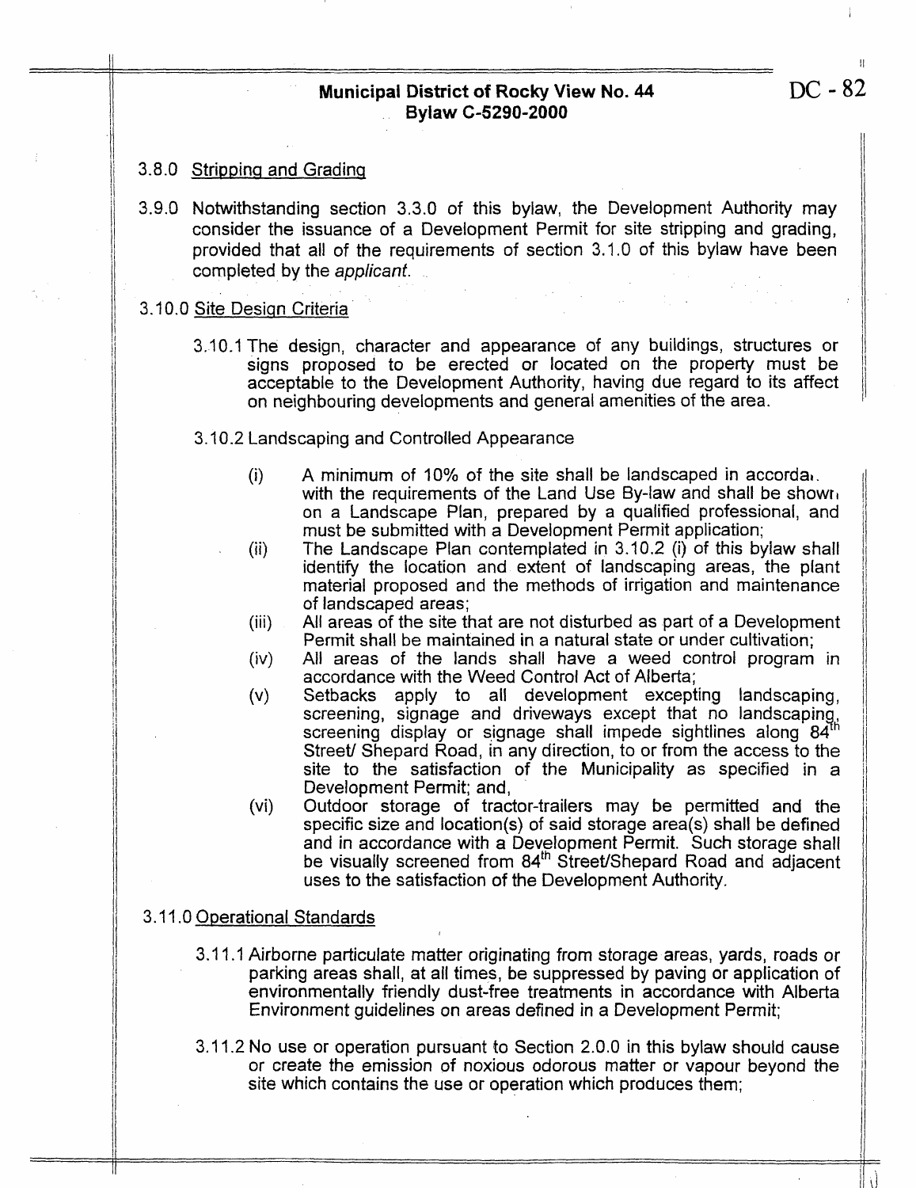3.8.0 Stripping and Grading

3.9.0 Notwithstanding section 3.3.0 of this bylaw, the Development Authority may consider the issuance of a Development Permit for site stripping and grading, provided that all of the requirements of section 3.1.0 of this bylaw have been completed by the *applicant*.

3.10.0 Site Design Criteria

3.10.1 The design, character and appearance of any buildings, structures or signs proposed to be erected or located on the property must be acceptable to the Development Authority, having due regard to its affect on neighbouring developments and general amenities of the area.

3.10.2 Landscaping and Controlled Appearance

(i) A minimum of 10% of the site shall be landscaped in accordance with the requirements of the Land Use By-law and shall be shown on a Landscape Plan, prepared by a qualified professional, and must be submitted with a Development Permit application;

(ii) The Landscape Plan contemplated in 3.10.2 (i) of this bylaw shall identify the location and extent of landscaping areas, the plant material proposed and the methods of irrigation and maintenance of landscaped areas;

(iii) All areas of the site that are not disturbed as part of a Development Permit shall be maintained in a natural state or under cultivation;

(iv) All areas of the lands shall have a weed control program in accordance with the Weed Control Act of Alberta;

(v) Setbacks apply to all development excepting landscaping, screening, signage and driveways except that no landscaping, screening display or signage shall impede sightlines along 84th Street/ Shepard Road, in any direction, to or from the access to the site to the satisfaction of the Municipality as specified in a Development Permit; and,

(vi) Outdoor storage of tractor-trailers may be permitted and the specific size and location(s) of said storage area(s) shall be defined and in accordance with a Development Permit. Such storage shall be visually screened from 84th Street/Shepard Road and adjacent uses to the satisfaction of the Development Authority.

3.11.0 Operational Standards

3.11.1 Airborne particulate matter originating from storage areas, yards, roads or parking areas shall, at all times, be suppressed by paving or application of environmentally friendly dust-free treatments in accordance with Alberta Environment guidelines on areas defined in a Development Permit;

3.11.2 No use or operation pursuant to Section 2.0.0 in this bylaw should cause or create the emission of noxious odorous matter or vapour beyond the site which contains the use or operation which produces them;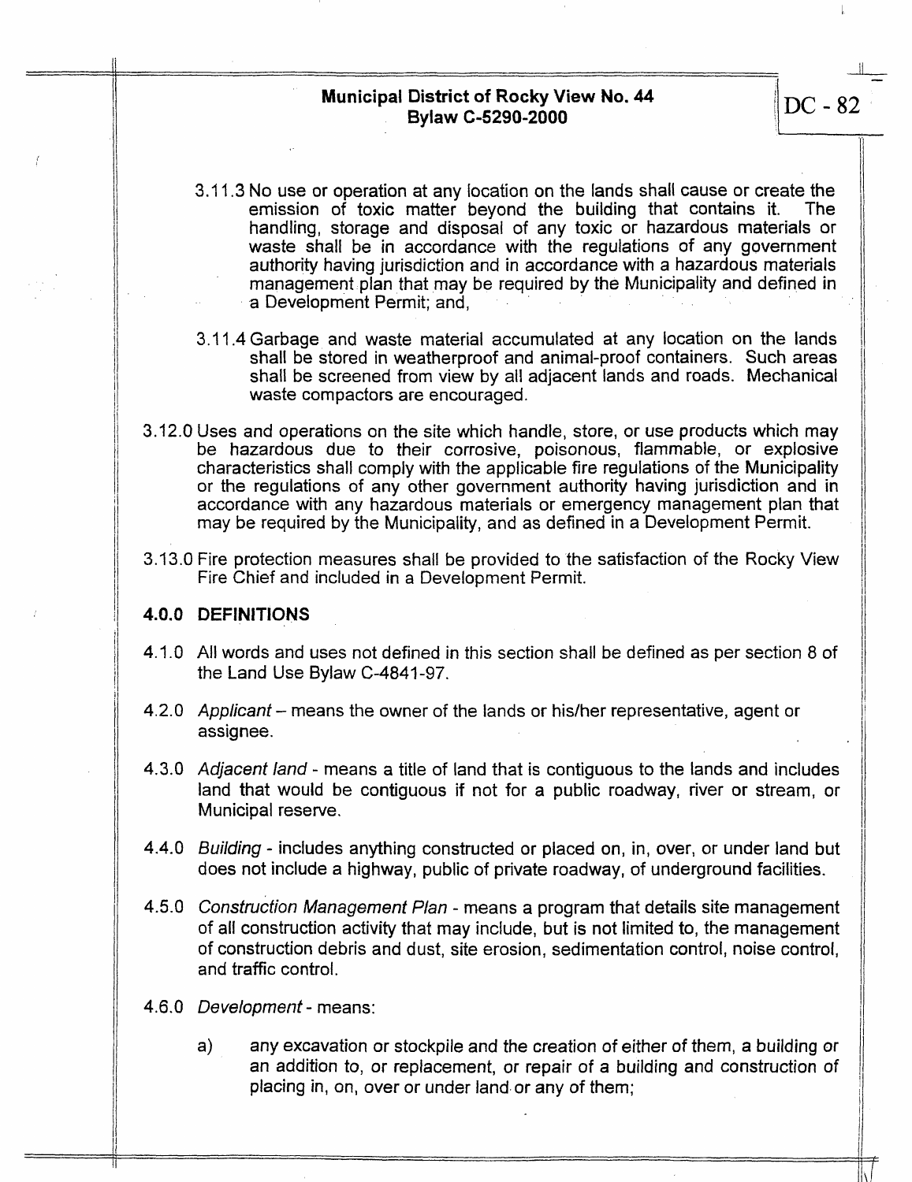3.11.3 No use or operation at any location on the lands shall cause or create the emission of toxic matter beyond the building that contains it. The handling, storage and disposal of any toxic or hazardous materials or waste shall be in accordance with the regulations of any government authority having jurisdiction and in accordance with a hazardous materials management plan that may be required by the Municipality and defined in a Development Permit; and,

3.11.4 Garbage and waste material accumulated at any location on the lands shall be stored in weatherproof and animal-proof containers. Such areas shall be screened from view by all adjacent lands and roads. Mechanical waste compactors are encouraged.

3.12.0 Uses and operations on the site which handle, store, or use products which may be hazardous due to their corrosive, poisonous, flammable, or explosive characteristics shall comply with the applicable fire regulations of the Municipality or the regulations of any other government authority having jurisdiction and in accordance with any hazardous materials or emergency management plan that may be required by the Municipality, and as defined in a Development Permit.

3.13.0 Fire protection measures shall be provided to the satisfaction of the Rocky View Fire Chief and included in a Development Permit.

## 4.0.0 DEFINITIONS

4.1.0 All words and uses not defined in this section shall be defined as per section 8 of the Land Use Bylaw C-4841-97.

4.2.0 *Applicant* – means the owner of the lands or his/her representative, agent or assignee.

4.3.0 *Adjacent land* - means a title of land that is contiguous to the lands and includes land that would be contiguous if not for a public roadway, river or stream, or Municipal reserve.

4.4.0 *Building* - includes anything constructed or placed on, in, over, or under land but does not include a highway, public of private roadway, of underground facilities.

4.5.0 *Construction Management Plan* - means a program that details site management of all construction activity that may include, but is not limited to, the management of construction debris and dust, site erosion, sedimentation control, noise control, and traffic control.

4.6.0 *Development* - means:

a) any excavation or stockpile and the creation of either of them, a building or an addition to, or replacement, or repair of a building and construction of placing in, on, over or under land or any of them;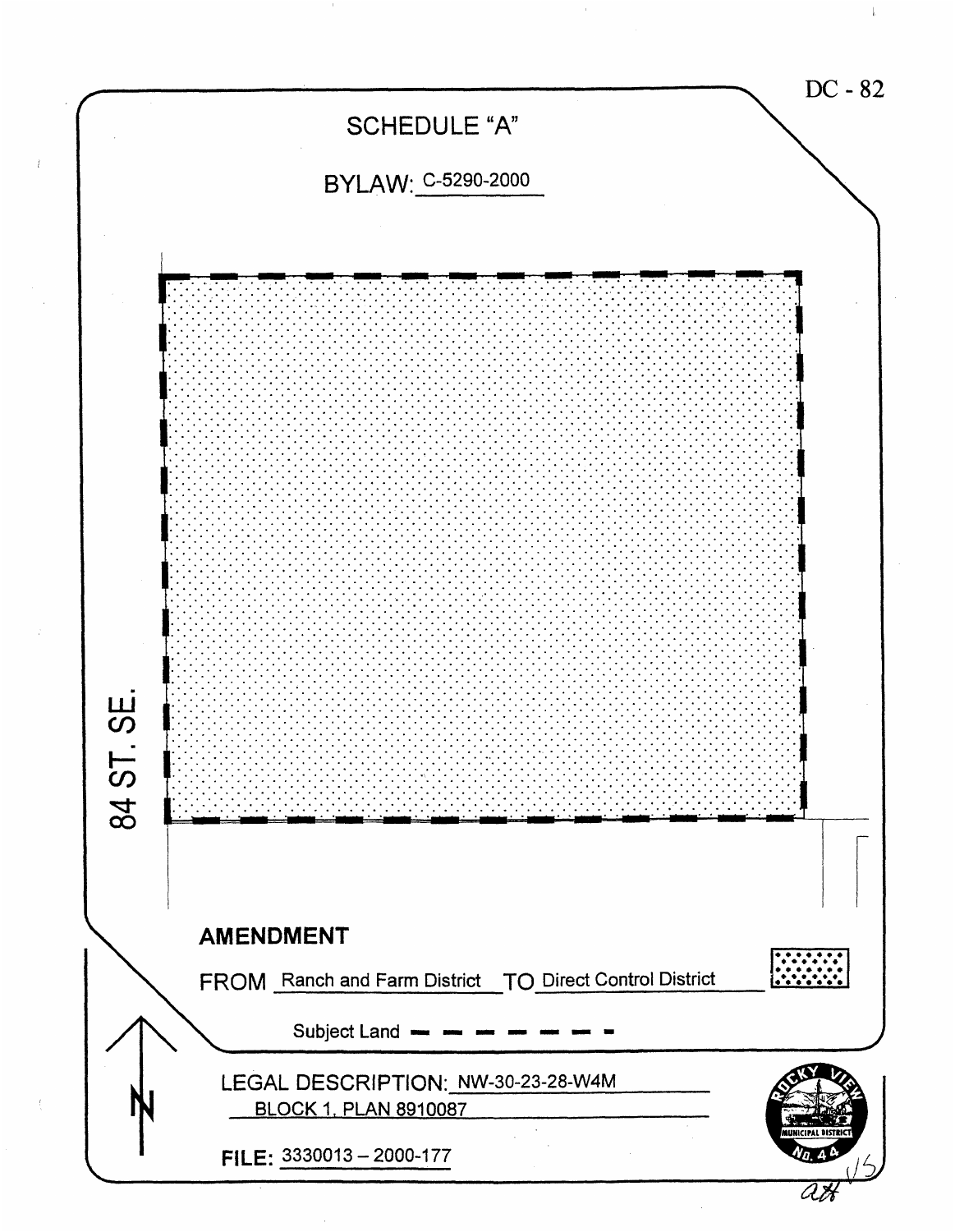DC - 82

# SCHEDULE "A"

BYLAW: C-5290-2000

84 ST. SE.

**AMENDMENT**

FROM Ranch and Farm District TO Direct Control District

Subject Land — — — — — — —

N

LEGAL DESCRIPTION: NW-30-23-28-W4M
BLOCK 1, PLAN 8910087

**FILE:** 3330013 – 2000-177

ROCKY VIEW MUNICIPAL DISTRICT No. 44

att 15